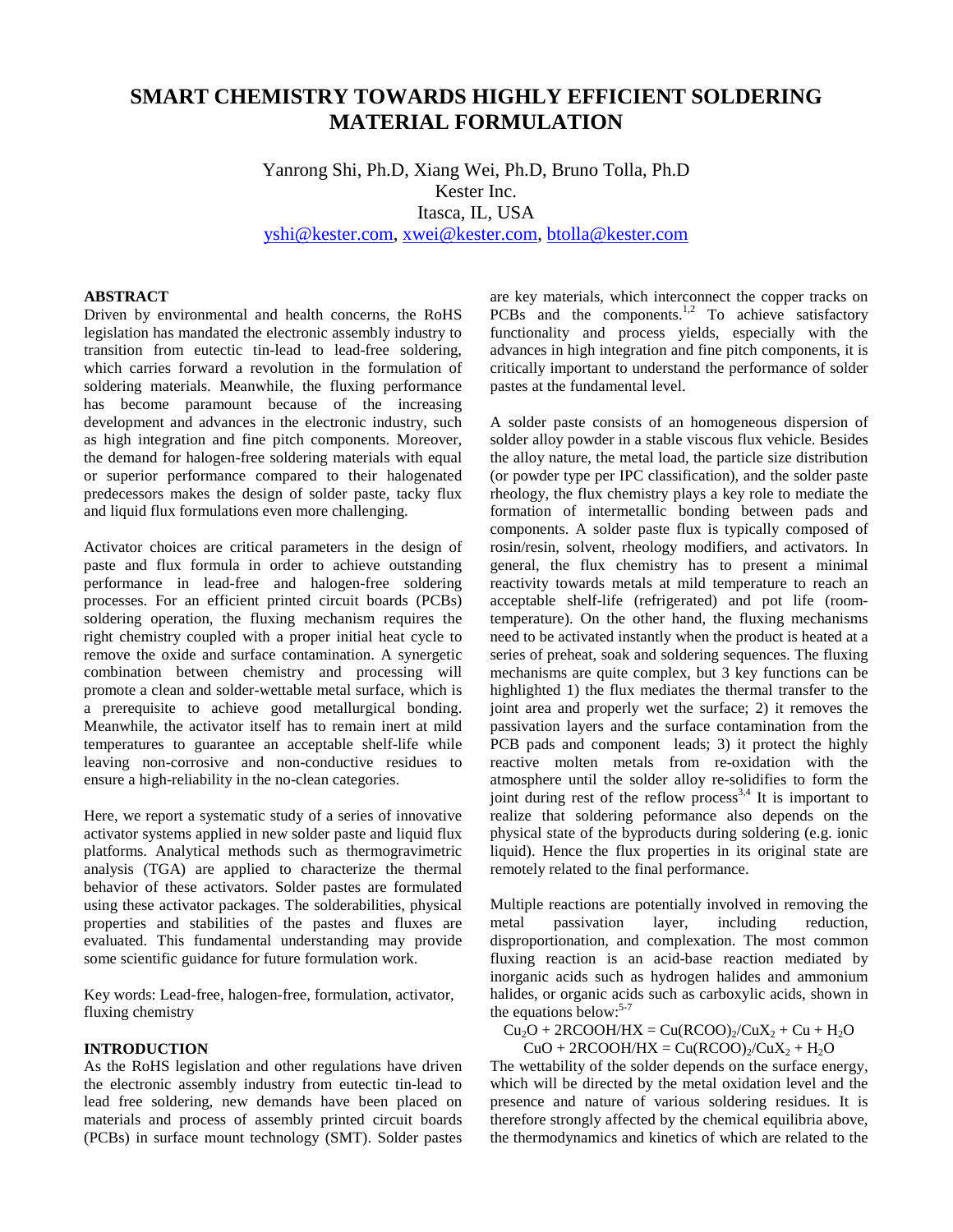# SMART CHEMISTRY TOWARDS HIGHLY EFFICIENT SOLDERING MATERIAL FORMULATION

Yanrong Shi, Ph.D, Xiang Wei, Ph.D, Bruno Tolla, Ph.D
Kester Inc.
Itasca, IL, USA
yshi@kester.com, xwei@kester.com, btolla@kester.com

## ABSTRACT

Driven by environmental and health concerns, the RoHS legislation has mandated the electronic assembly industry to transition from eutectic tin-lead to lead-free soldering, which carries forward a revolution in the formulation of soldering materials. Meanwhile, the fluxing performance has become paramount because of the increasing development and advances in the electronic industry, such as high integration and fine pitch components. Moreover, the demand for halogen-free soldering materials with equal or superior performance compared to their halogenated predecessors makes the design of solder paste, tacky flux and liquid flux formulations even more challenging.

Activator choices are critical parameters in the design of paste and flux formula in order to achieve outstanding performance in lead-free and halogen-free soldering processes. For an efficient printed circuit boards (PCBs) soldering operation, the fluxing mechanism requires the right chemistry coupled with a proper initial heat cycle to remove the oxide and surface contamination. A synergetic combination between chemistry and processing will promote a clean and solder-wettable metal surface, which is a prerequisite to achieve good metallurgical bonding. Meanwhile, the activator itself has to remain inert at mild temperatures to guarantee an acceptable shelf-life while leaving non-corrosive and non-conductive residues to ensure a high-reliability in the no-clean categories.

Here, we report a systematic study of a series of innovative activator systems applied in new solder paste and liquid flux platforms. Analytical methods such as thermogravimetric analysis (TGA) are applied to characterize the thermal behavior of these activators. Solder pastes are formulated using these activator packages. The solderabilities, physical properties and stabilities of the pastes and fluxes are evaluated. This fundamental understanding may provide some scientific guidance for future formulation work.

Key words: Lead-free, halogen-free, formulation, activator, fluxing chemistry

## INTRODUCTION

As the RoHS legislation and other regulations have driven the electronic assembly industry from eutectic tin-lead to lead free soldering, new demands have been placed on materials and process of assembly printed circuit boards (PCBs) in surface mount technology (SMT). Solder pastes are key materials, which interconnect the copper tracks on PCBs and the components.[1,2] To achieve satisfactory functionality and process yields, especially with the advances in high integration and fine pitch components, it is critically important to understand the performance of solder pastes at the fundamental level.

A solder paste consists of an homogeneous dispersion of solder alloy powder in a stable viscous flux vehicle. Besides the alloy nature, the metal load, the particle size distribution (or powder type per IPC classification), and the solder paste rheology, the flux chemistry plays a key role to mediate the formation of intermetallic bonding between pads and components. A solder paste flux is typically composed of rosin/resin, solvent, rheology modifiers, and activators. In general, the flux chemistry has to present a minimal reactivity towards metals at mild temperature to reach an acceptable shelf-life (refrigerated) and pot life (room-temperature). On the other hand, the fluxing mechanisms need to be activated instantly when the product is heated at a series of preheat, soak and soldering sequences. The fluxing mechanisms are quite complex, but 3 key functions can be highlighted 1) the flux mediates the thermal transfer to the joint area and properly wet the surface; 2) it removes the passivation layers and the surface contamination from the PCB pads and component leads; 3) it protect the highly reactive molten metals from re-oxidation with the atmosphere until the solder alloy re-solidifies to form the joint during rest of the reflow process[3,4] It is important to realize that soldering peformance also depends on the physical state of the byproducts during soldering (e.g. ionic liquid). Hence the flux properties in its original state are remotely related to the final performance.

Multiple reactions are potentially involved in removing the metal passivation layer, including reduction, disproportionation, and complexation. The most common fluxing reaction is an acid-base reaction mediated by inorganic acids such as hydrogen halides and ammonium halides, or organic acids such as carboxylic acids, shown in the equations below:[5-7]

$$Cu_2O + 2RCOOH/HX = Cu(RCOO)_2/CuX_2 + Cu + H_2O$$

$$CuO + 2RCOOH/HX = Cu(RCOO)_2/CuX_2 + H_2O$$

The wettability of the solder depends on the surface energy, which will be directed by the metal oxidation level and the presence and nature of various soldering residues. It is therefore strongly affected by the chemical equilibria above, the thermodynamics and kinetics of which are related to the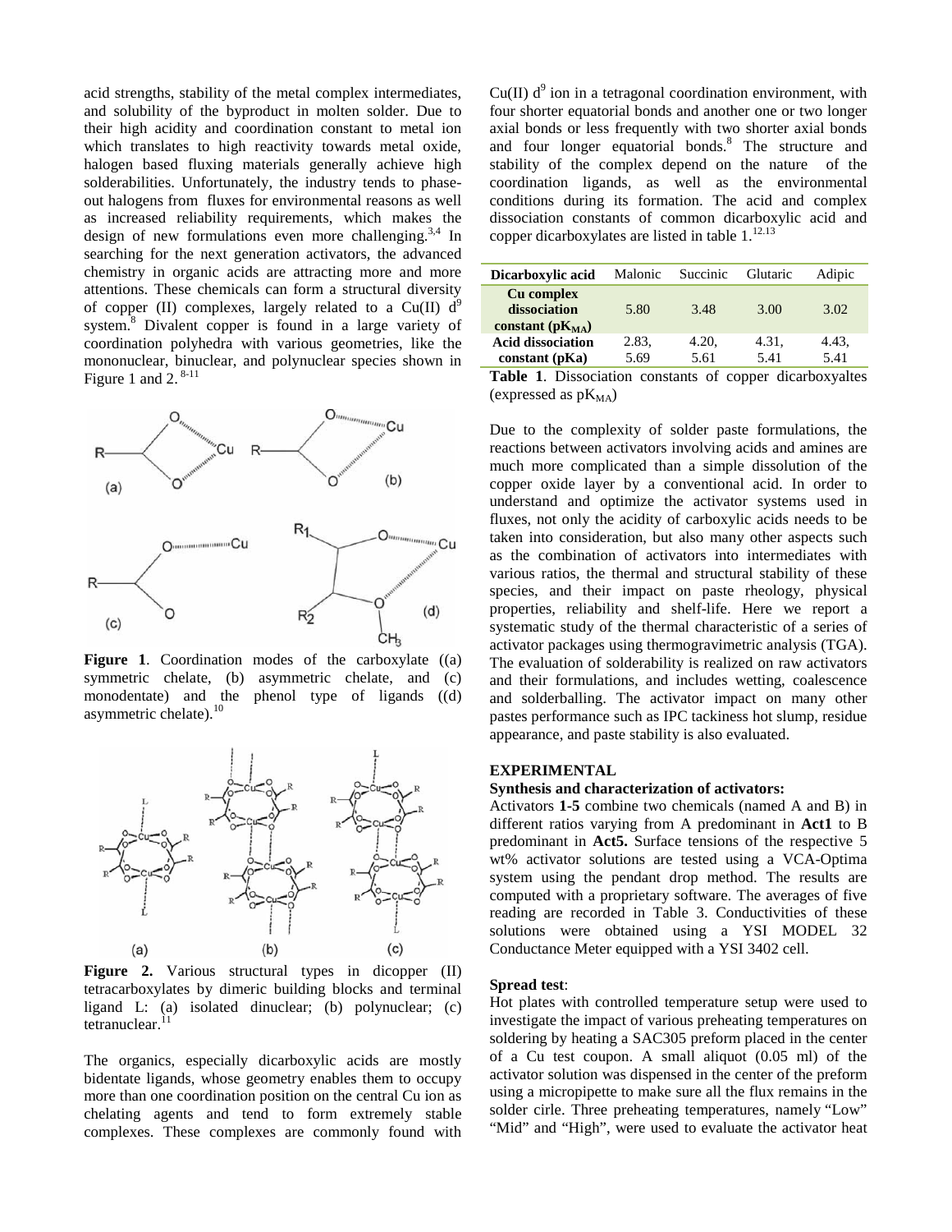acid strengths, stability of the metal complex intermediates, and solubility of the byproduct in molten solder. Due to their high acidity and coordination constant to metal ion which translates to high reactivity towards metal oxide, halogen based fluxing materials generally achieve high solderabilities. Unfortunately, the industry tends to phase-out halogens from fluxes for environmental reasons as well as increased reliability requirements, which makes the design of new formulations even more challenging.[3,4] In searching for the next generation activators, the advanced chemistry in organic acids are attracting more and more attentions. These chemicals can form a structural diversity of copper (II) complexes, largely related to a Cu(II) $d^9$ system.[8] Divalent copper is found in a large variety of coordination polyhedra with various geometries, like the mononuclear, binuclear, and polynuclear species shown in Figure 1 and 2.[8-11]

**Figure 1**. Coordination modes of the carboxylate ((a) symmetric chelate, (b) asymmetric chelate, and (c) monodentate) and the phenol type of ligands ((d) asymmetric chelate).[10]

**Figure 2.** Various structural types in dicopper (II) tetracarboxylates by dimeric building blocks and terminal ligand L: (a) isolated dinuclear; (b) polynuclear; (c) tetranuclear.[11]

The organics, especially dicarboxylic acids are mostly bidentate ligands, whose geometry enables them to occupy more than one coordination position on the central Cu ion as chelating agents and tend to form extremely stable complexes. These complexes are commonly found with Cu(II) $d^9$ ion in a tetragonal coordination environment, with four shorter equatorial bonds and another one or two longer axial bonds or less frequently with two shorter axial bonds and four longer equatorial bonds.[8] The structure and stability of the complex depend on the nature of the coordination ligands, as well as the environmental conditions during its formation. The acid and complex dissociation constants of common dicarboxylic acid and copper dicarboxylates are listed in table 1.[12,13]

| Dicarboxylic acid | Malonic | Succinic | Glutaric | Adipic |
|---|---|---|---|---|
| **Cu complex dissociation constant ($pK_{MA}$)** | 5.80 | 3.48 | 3.00 | 3.02 |
| **Acid dissociation constant (pKa)** | 2.83, 5.69 | 4.20, 5.61 | 4.31, 5.41 | 4.43, 5.41 |

**Table 1**. Dissociation constants of copper dicarboxyaltes (expressed as $pK_{MA}$)

Due to the complexity of solder paste formulations, the reactions between activators involving acids and amines are much more complicated than a simple dissolution of the copper oxide layer by a conventional acid. In order to understand and optimize the activator systems used in fluxes, not only the acidity of carboxylic acids needs to be taken into consideration, but also many other aspects such as the combination of activators into intermediates with various ratios, the thermal and structural stability of these species, and their impact on paste rheology, physical properties, reliability and shelf-life. Here we report a systematic study of the thermal characteristic of a series of activator packages using thermogravimetric analysis (TGA). The evaluation of solderability is realized on raw activators and their formulations, and includes wetting, coalescence and solderballing. The activator impact on many other pastes performance such as IPC tackiness hot slump, residue appearance, and paste stability is also evaluated.

## EXPERIMENTAL

### Synthesis and characterization of activators:

Activators **1-5** combine two chemicals (named A and B) in different ratios varying from A predominant in **Act1** to B predominant in **Act5.** Surface tensions of the respective 5 wt% activator solutions are tested using a VCA-Optima system using the pendant drop method. The results are computed with a proprietary software. The averages of five reading are recorded in Table 3. Conductivities of these solutions were obtained using a YSI MODEL 32 Conductance Meter equipped with a YSI 3402 cell.

### Spread test:

Hot plates with controlled temperature setup were used to investigate the impact of various preheating temperatures on soldering by heating a SAC305 preform placed in the center of a Cu test coupon. A small aliquot (0.05 ml) of the activator solution was dispensed in the center of the preform using a micropipette to make sure all the flux remains in the solder cirle. Three preheating temperatures, namely "Low" "Mid" and "High", were used to evaluate the activator heat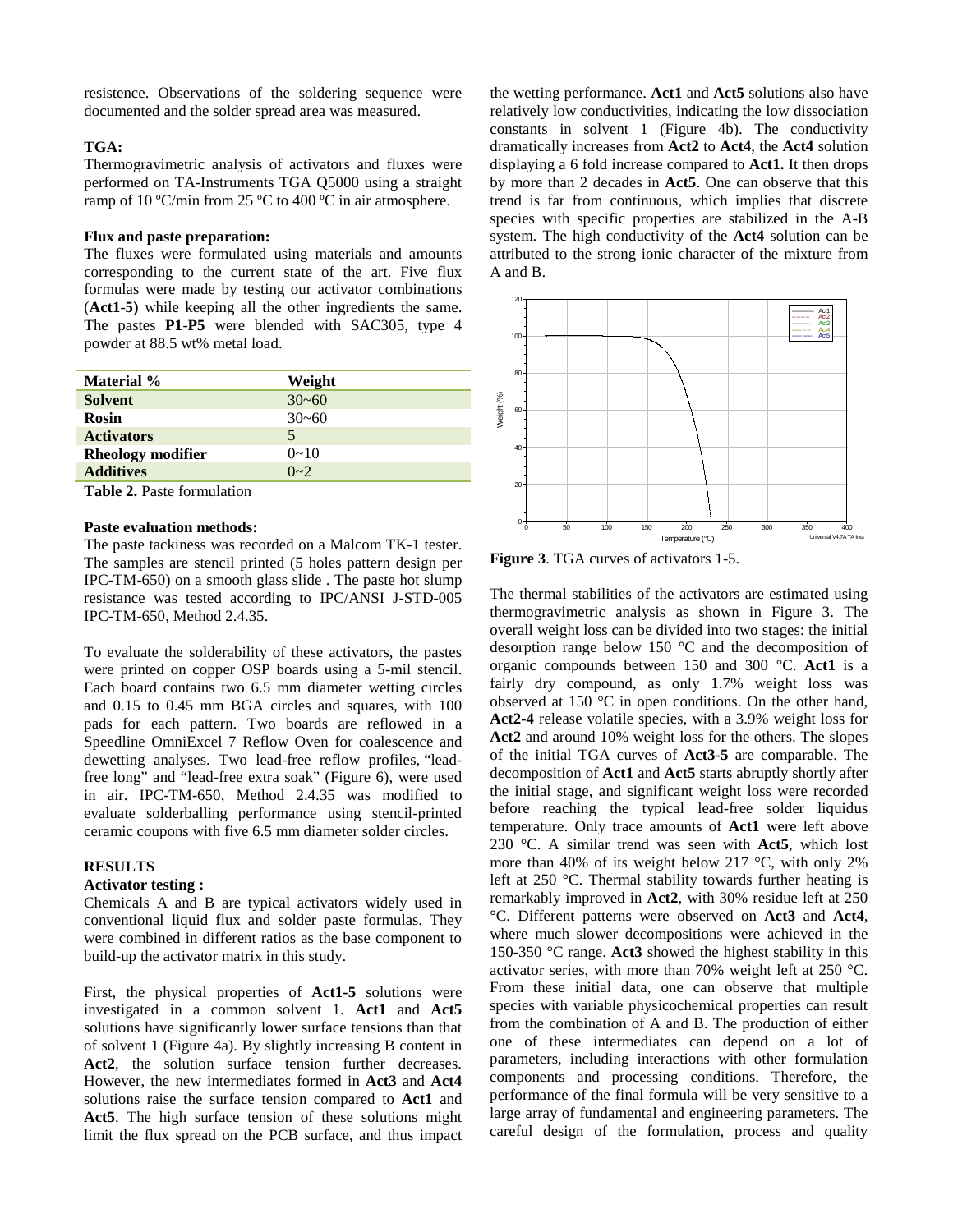resistence. Observations of the soldering sequence were documented and the solder spread area was measured.

**TGA:**

Thermogravimetric analysis of activators and fluxes were performed on TA-Instruments TGA Q5000 using a straight ramp of 10 ºC/min from 25 ºC to 400 ºC in air atmosphere.

**Flux and paste preparation:**

The fluxes were formulated using materials and amounts corresponding to the current state of the art. Five flux formulas were made by testing our activator combinations (**Act1-5)** while keeping all the other ingredients the same. The pastes **P1-P5** were blended with SAC305, type 4 powder at 88.5 wt% metal load.

| Material % | Weight |
|---|---|
| **Solvent** | 30~60 |
| **Rosin** | 30~60 |
| **Activators** | 5 |
| **Rheology modifier** | 0~10 |
| **Additives** | 0~2 |

**Table 2.** Paste formulation

**Paste evaluation methods:**

The paste tackiness was recorded on a Malcom TK-1 tester. The samples are stencil printed (5 holes pattern design per IPC-TM-650) on a smooth glass slide . The paste hot slump resistance was tested according to IPC/ANSI J-STD-005 IPC-TM-650, Method 2.4.35.

To evaluate the solderability of these activators, the pastes were printed on copper OSP boards using a 5-mil stencil. Each board contains two 6.5 mm diameter wetting circles and 0.15 to 0.45 mm BGA circles and squares, with 100 pads for each pattern. Two boards are reflowed in a Speedline OmniExcel 7 Reflow Oven for coalescence and dewetting analyses. Two lead-free reflow profiles, "lead-free long" and "lead-free extra soak" (Figure 6), were used in air. IPC-TM-650, Method 2.4.35 was modified to evaluate solderballing performance using stencil-printed ceramic coupons with five 6.5 mm diameter solder circles.

## RESULTS

**Activator testing :**

Chemicals A and B are typical activators widely used in conventional liquid flux and solder paste formulas. They were combined in different ratios as the base component to build-up the activator matrix in this study.

First, the physical properties of **Act1-5** solutions were investigated in a common solvent 1. **Act1** and **Act5** solutions have significantly lower surface tensions than that of solvent 1 (Figure 4a). By slightly increasing B content in **Act2**, the solution surface tension further decreases. However, the new intermediates formed in **Act3** and **Act4** solutions raise the surface tension compared to **Act1** and **Act5**. The high surface tension of these solutions might limit the flux spread on the PCB surface, and thus impact the wetting performance. **Act1** and **Act5** solutions also have relatively low conductivities, indicating the low dissociation constants in solvent 1 (Figure 4b). The conductivity dramatically increases from **Act2** to **Act4**, the **Act4** solution displaying a 6 fold increase compared to **Act1.** It then drops by more than 2 decades in **Act5**. One can observe that this trend is far from continuous, which implies that discrete species with specific properties are stabilized in the A-B system. The high conductivity of the **Act4** solution can be attributed to the strong ionic character of the mixture from A and B.

**Figure 3**. TGA curves of activators 1-5.

The thermal stabilities of the activators are estimated using thermogravimetric analysis as shown in Figure 3. The overall weight loss can be divided into two stages: the initial desorption range below 150 °C and the decomposition of organic compounds between 150 and 300 °C. **Act1** is a fairly dry compound, as only 1.7% weight loss was observed at 150 °C in open conditions. On the other hand, **Act2-4** release volatile species, with a 3.9% weight loss for **Act2** and around 10% weight loss for the others. The slopes of the initial TGA curves of **Act3-5** are comparable. The decomposition of **Act1** and **Act5** starts abruptly shortly after the initial stage, and significant weight loss were recorded before reaching the typical lead-free solder liquidus temperature. Only trace amounts of **Act1** were left above 230 °C. A similar trend was seen with **Act5**, which lost more than 40% of its weight below 217 °C, with only 2% left at 250 °C. Thermal stability towards further heating is remarkably improved in **Act2**, with 30% residue left at 250 °C. Different patterns were observed on **Act3** and **Act4**, where much slower decompositions were achieved in the 150-350 °C range. **Act3** showed the highest stability in this activator series, with more than 70% weight left at 250 °C. From these initial data, one can observe that multiple species with variable physicochemical properties can result from the combination of A and B. The production of either one of these intermediates can depend on a lot of parameters, including interactions with other formulation components and processing conditions. Therefore, the performance of the final formula will be very sensitive to a large array of fundamental and engineering parameters. The careful design of the formulation, process and quality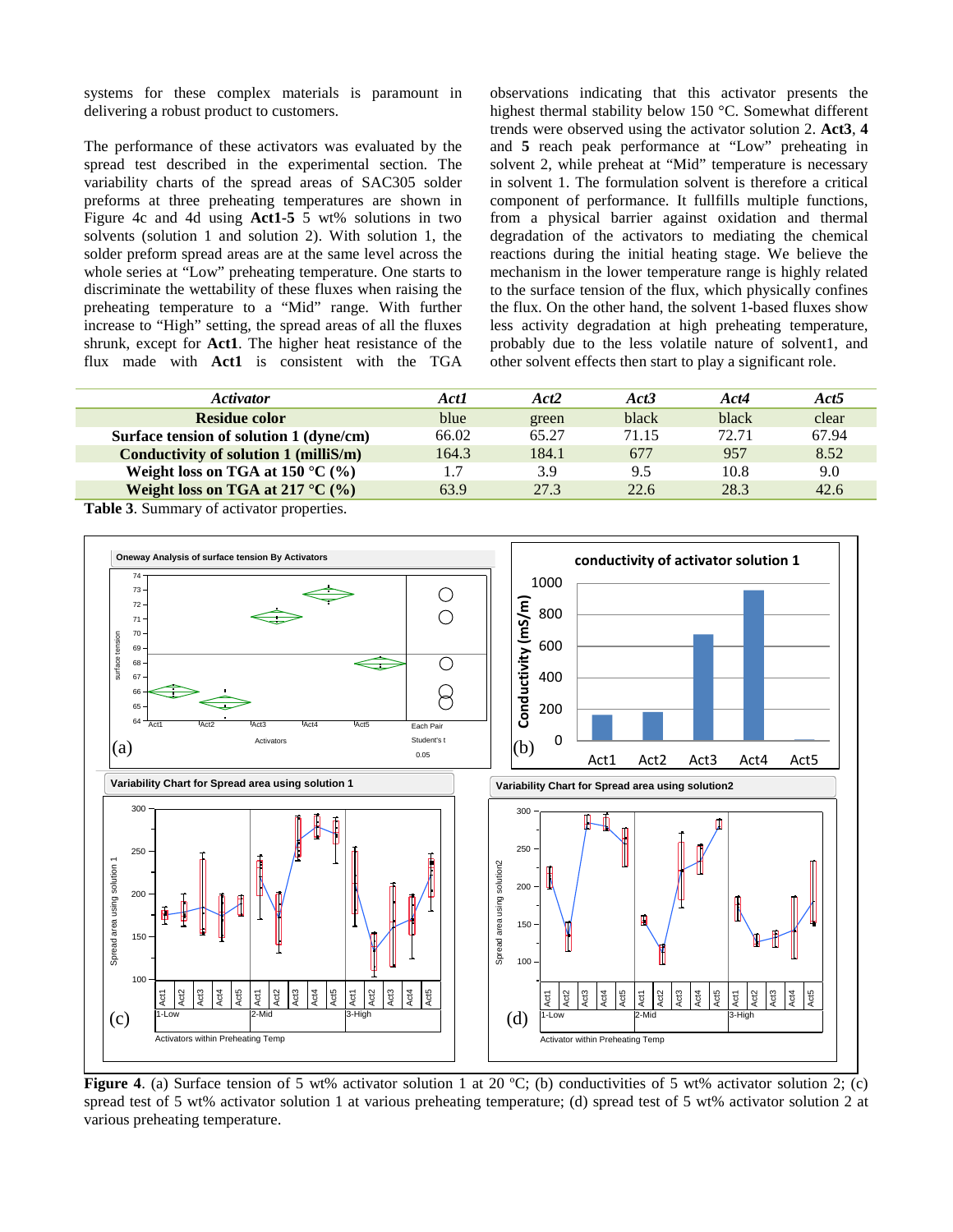systems for these complex materials is paramount in delivering a robust product to customers.

The performance of these activators was evaluated by the spread test described in the experimental section. The variability charts of the spread areas of SAC305 solder preforms at three preheating temperatures are shown in Figure 4c and 4d using **Act1-5** 5 wt% solutions in two solvents (solution 1 and solution 2). With solution 1, the solder preform spread areas are at the same level across the whole series at "Low" preheating temperature. One starts to discriminate the wettability of these fluxes when raising the preheating temperature to a "Mid" range. With further increase to "High" setting, the spread areas of all the fluxes shrunk, except for **Act1**. The higher heat resistance of the flux made with **Act1** is consistent with the TGA observations indicating that this activator presents the highest thermal stability below 150 °C. Somewhat different trends were observed using the activator solution 2. **Act3**, **4** and **5** reach peak performance at "Low" preheating in solvent 2, while preheat at "Mid" temperature is necessary in solvent 1. The formulation solvent is therefore a critical component of performance. It fullfills multiple functions, from a physical barrier against oxidation and thermal degradation of the activators to mediating the chemical reactions during the initial heating stage. We believe the mechanism in the lower temperature range is highly related to the surface tension of the flux, which physically confines the flux. On the other hand, the solvent 1-based fluxes show less activity degradation at high preheating temperature, probably due to the less volatile nature of solvent1, and other solvent effects then start to play a significant role.

| *Activator* | *Act1* | *Act2* | *Act3* | *Act4* | *Act5* |
|---|---|---|---|---|---|
| **Residue color** | blue | green | black | black | clear |
| **Surface tension of solution 1 (dyne/cm)** | 66.02 | 65.27 | 71.15 | 72.71 | 67.94 |
| **Conductivity of solution 1 (milliS/m)** | 164.3 | 184.1 | 677 | 957 | 8.52 |
| **Weight loss on TGA at 150 °C (%)** | 1.7 | 3.9 | 9.5 | 10.8 | 9.0 |
| **Weight loss on TGA at 217 °C (%)** | 63.9 | 27.3 | 22.6 | 28.3 | 42.6 |

**Table 3**. Summary of activator properties.

**Figure 4**. (a) Surface tension of 5 wt% activator solution 1 at 20 ºC; (b) conductivities of 5 wt% activator solution 2; (c) spread test of 5 wt% activator solution 1 at various preheating temperature; (d) spread test of 5 wt% activator solution 2 at various preheating temperature.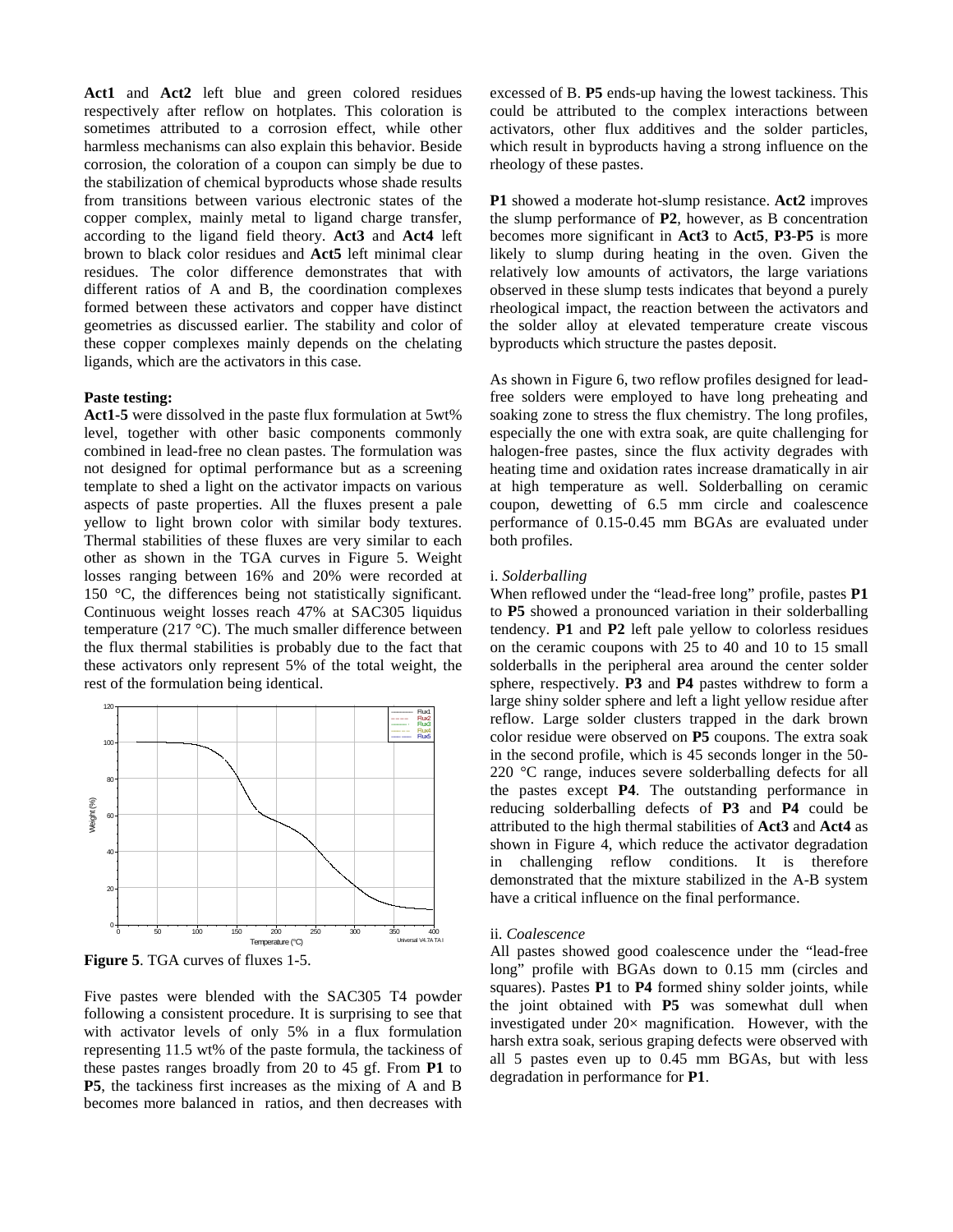**Act1** and **Act2** left blue and green colored residues respectively after reflow on hotplates. This coloration is sometimes attributed to a corrosion effect, while other harmless mechanisms can also explain this behavior. Beside corrosion, the coloration of a coupon can simply be due to the stabilization of chemical byproducts whose shade results from transitions between various electronic states of the copper complex, mainly metal to ligand charge transfer, according to the ligand field theory. **Act3** and **Act4** left brown to black color residues and **Act5** left minimal clear residues. The color difference demonstrates that with different ratios of A and B, the coordination complexes formed between these activators and copper have distinct geometries as discussed earlier. The stability and color of these copper complexes mainly depends on the chelating ligands, which are the activators in this case.

**Paste testing:**

**Act1-5** were dissolved in the paste flux formulation at 5wt% level, together with other basic components commonly combined in lead-free no clean pastes. The formulation was not designed for optimal performance but as a screening template to shed a light on the activator impacts on various aspects of paste properties. All the fluxes present a pale yellow to light brown color with similar body textures. Thermal stabilities of these fluxes are very similar to each other as shown in the TGA curves in Figure 5. Weight losses ranging between 16% and 20% were recorded at 150 °C, the differences being not statistically significant. Continuous weight losses reach 47% at SAC305 liquidus temperature (217 °C). The much smaller difference between the flux thermal stabilities is probably due to the fact that these activators only represent 5% of the total weight, the rest of the formulation being identical.

**Figure 5**. TGA curves of fluxes 1-5.

Five pastes were blended with the SAC305 T4 powder following a consistent procedure. It is surprising to see that with activator levels of only 5% in a flux formulation representing 11.5 wt% of the paste formula, the tackiness of these pastes ranges broadly from 20 to 45 gf. From **P1** to **P5**, the tackiness first increases as the mixing of A and B becomes more balanced in ratios, and then decreases with excessed of B. **P5** ends-up having the lowest tackiness. This could be attributed to the complex interactions between activators, other flux additives and the solder particles, which result in byproducts having a strong influence on the rheology of these pastes.

**P1** showed a moderate hot-slump resistance. **Act2** improves the slump performance of **P2**, however, as B concentration becomes more significant in **Act3** to **Act5**, **P3**-**P5** is more likely to slump during heating in the oven. Given the relatively low amounts of activators, the large variations observed in these slump tests indicates that beyond a purely rheological impact, the reaction between the activators and the solder alloy at elevated temperature create viscous byproducts which structure the pastes deposit.

As shown in Figure 6, two reflow profiles designed for lead-free solders were employed to have long preheating and soaking zone to stress the flux chemistry. The long profiles, especially the one with extra soak, are quite challenging for halogen-free pastes, since the flux activity degrades with heating time and oxidation rates increase dramatically in air at high temperature as well. Solderballing on ceramic coupon, dewetting of 6.5 mm circle and coalescence performance of 0.15-0.45 mm BGAs are evaluated under both profiles.

i. *Solderballing*

When reflowed under the "lead-free long" profile, pastes **P1** to **P5** showed a pronounced variation in their solderballing tendency. **P1** and **P2** left pale yellow to colorless residues on the ceramic coupons with 25 to 40 and 10 to 15 small solderballs in the peripheral area around the center solder sphere, respectively. **P3** and **P4** pastes withdrew to form a large shiny solder sphere and left a light yellow residue after reflow. Large solder clusters trapped in the dark brown color residue were observed on **P5** coupons. The extra soak in the second profile, which is 45 seconds longer in the 50-220 °C range, induces severe solderballing defects for all the pastes except **P4**. The outstanding performance in reducing solderballing defects of **P3** and **P4** could be attributed to the high thermal stabilities of **Act3** and **Act4** as shown in Figure 4, which reduce the activator degradation in challenging reflow conditions. It is therefore demonstrated that the mixture stabilized in the A-B system have a critical influence on the final performance.

ii. *Coalescence*

All pastes showed good coalescence under the "lead-free long" profile with BGAs down to 0.15 mm (circles and squares). Pastes **P1** to **P4** formed shiny solder joints, while the joint obtained with **P5** was somewhat dull when investigated under 20× magnification. However, with the harsh extra soak, serious graping defects were observed with all 5 pastes even up to 0.45 mm BGAs, but with less degradation in performance for **P1**.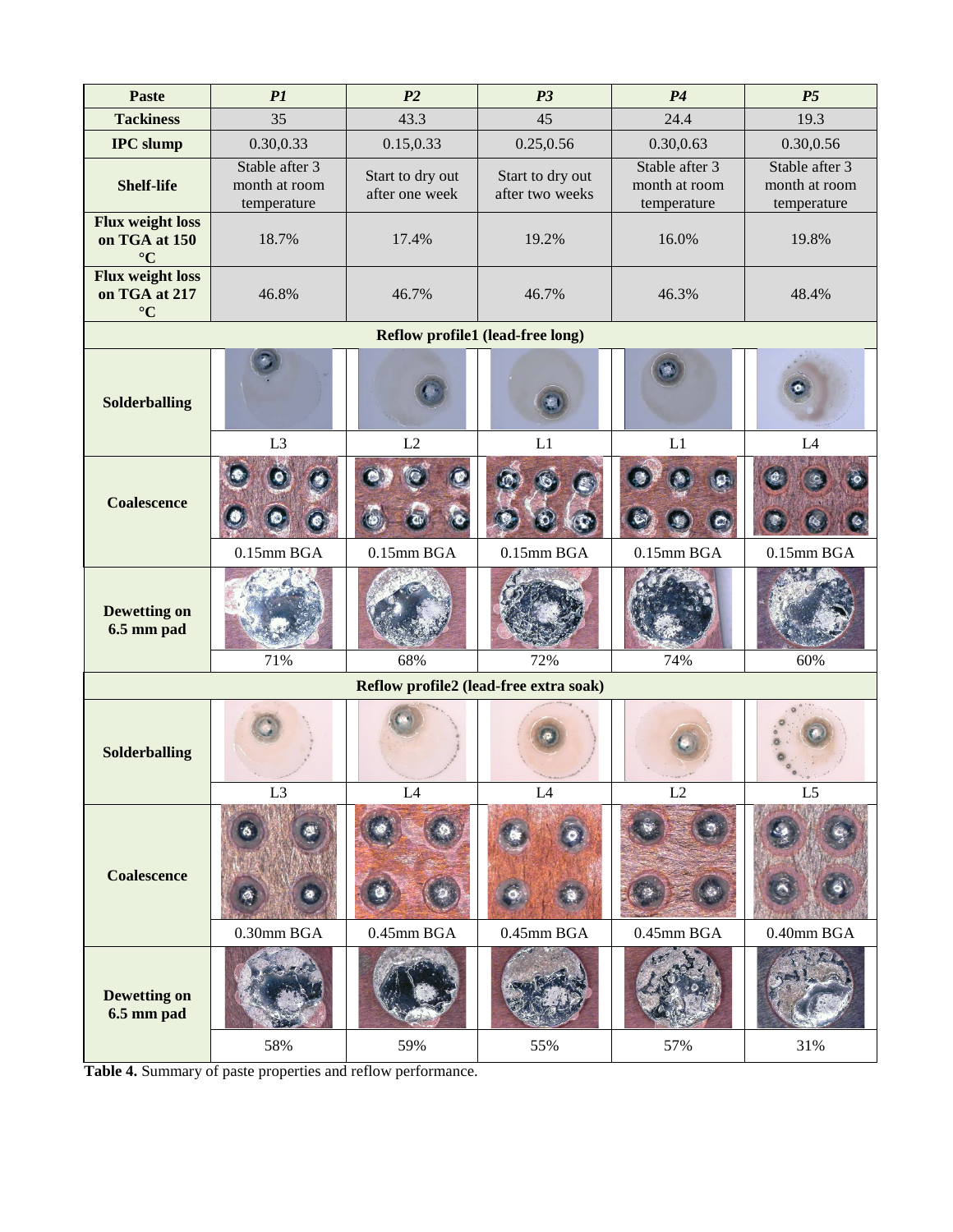| Paste | *P1* | *P2* | *P3* | *P4* | *P5* |
|---|---|---|---|---|---|
| **Tackiness** | 35 | 43.3 | 45 | 24.4 | 19.3 |
| **IPC slump** | 0.30,0.33 | 0.15,0.33 | 0.25,0.56 | 0.30,0.63 | 0.30,0.56 |
| **Shelf-life** | Stable after 3 month at room temperature | Start to dry out after one week | Start to dry out after two weeks | Stable after 3 month at room temperature | Stable after 3 month at room temperature |
| **Flux weight loss on TGA at 150 °C** | 18.7% | 17.4% | 19.2% | 16.0% | 19.8% |
| **Flux weight loss on TGA at 217 °C** | 46.8% | 46.7% | 46.7% | 46.3% | 48.4% |
| **Reflow profile1 (lead-free long)** | | | | | |
| **Solderballing** | L3 | L2 | L1 | L1 | L4 |
| **Coalescence** | 0.15mm BGA | 0.15mm BGA | 0.15mm BGA | 0.15mm BGA | 0.15mm BGA |
| **Dewetting on 6.5 mm pad** | 71% | 68% | 72% | 74% | 60% |
| **Reflow profile2 (lead-free extra soak)** | | | | | |
| **Solderballing** | L3 | L4 | L4 | L2 | L5 |
| **Coalescence** | 0.30mm BGA | 0.45mm BGA | 0.45mm BGA | 0.45mm BGA | 0.40mm BGA |
| **Dewetting on 6.5 mm pad** | 58% | 59% | 55% | 57% | 31% |

**Table 4.** Summary of paste properties and reflow performance.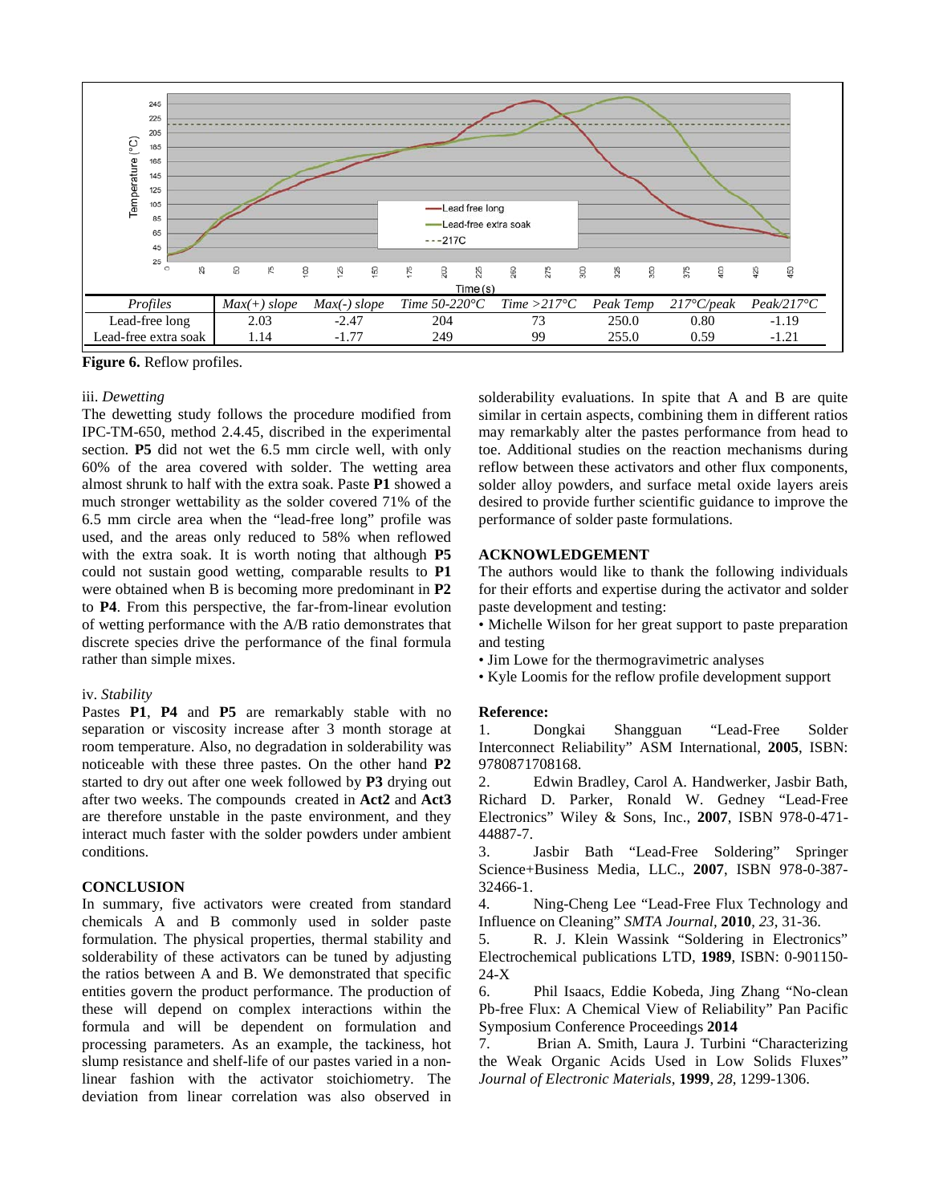| Profiles | Max(+) slope | Max(-) slope | Time 50-220°C | Time >217°C | Peak Temp | 217°C/peak | Peak/217°C |
|---|---|---|---|---|---|---|---|
| Lead-free long | 2.03 | -2.47 | 204 | 73 | 250.0 | 0.80 | -1.19 |
| Lead-free extra soak | 1.14 | -1.77 | 249 | 99 | 255.0 | 0.59 | -1.21 |

**Figure 6.** Reflow profiles.

iii. *Dewetting*

The dewetting study follows the procedure modified from IPC-TM-650, method 2.4.45, discribed in the experimental section. **P5** did not wet the 6.5 mm circle well, with only 60% of the area covered with solder. The wetting area almost shrunk to half with the extra soak. Paste **P1** showed a much stronger wettability as the solder covered 71% of the 6.5 mm circle area when the "lead-free long" profile was used, and the areas only reduced to 58% when reflowed with the extra soak. It is worth noting that although **P5** could not sustain good wetting, comparable results to **P1** were obtained when B is becoming more predominant in **P2** to **P4**. From this perspective, the far-from-linear evolution of wetting performance with the A/B ratio demonstrates that discrete species drive the performance of the final formula rather than simple mixes.

iv. *Stability*

Pastes **P1**, **P4** and **P5** are remarkably stable with no separation or viscosity increase after 3 month storage at room temperature. Also, no degradation in solderability was noticeable with these three pastes. On the other hand **P2** started to dry out after one week followed by **P3** drying out after two weeks. The compounds created in **Act2** and **Act3** are therefore unstable in the paste environment, and they interact much faster with the solder powders under ambient conditions.

## CONCLUSION

In summary, five activators were created from standard chemicals A and B commonly used in solder paste formulation. The physical properties, thermal stability and solderability of these activators can be tuned by adjusting the ratios between A and B. We demonstrated that specific entities govern the product performance. The production of these will depend on complex interactions within the formula and will be dependent on formulation and processing parameters. As an example, the tackiness, hot slump resistance and shelf-life of our pastes varied in a non-linear fashion with the activator stoichiometry. The deviation from linear correlation was also observed in solderability evaluations. In spite that A and B are quite similar in certain aspects, combining them in different ratios may remarkably alter the pastes performance from head to toe. Additional studies on the reaction mechanisms during reflow between these activators and other flux components, solder alloy powders, and surface metal oxide layers areis desired to provide further scientific guidance to improve the performance of solder paste formulations.

## ACKNOWLEDGEMENT

The authors would like to thank the following individuals for their efforts and expertise during the activator and solder paste development and testing:

- Michelle Wilson for her great support to paste preparation and testing
- Jim Lowe for the thermogravimetric analyses
- Kyle Loomis for the reflow profile development support

## Reference:

1. Dongkai Shangguan "Lead-Free Solder Interconnect Reliability" ASM International, **2005**, ISBN: 9780871708168.
2. Edwin Bradley, Carol A. Handwerker, Jasbir Bath, Richard D. Parker, Ronald W. Gedney "Lead-Free Electronics" Wiley & Sons, Inc., **2007**, ISBN 978-0-471-44887-7.
3. Jasbir Bath "Lead-Free Soldering" Springer Science+Business Media, LLC., **2007**, ISBN 978-0-387-32466-1.
4. Ning-Cheng Lee "Lead-Free Flux Technology and Influence on Cleaning" *SMTA Journal*, **2010**, *23*, 31-36.
5. R. J. Klein Wassink "Soldering in Electronics" Electrochemical publications LTD, **1989**, ISBN: 0-901150-24-X
6. Phil Isaacs, Eddie Kobeda, Jing Zhang "No-clean Pb-free Flux: A Chemical View of Reliability" Pan Pacific Symposium Conference Proceedings **2014**
7. Brian A. Smith, Laura J. Turbini "Characterizing the Weak Organic Acids Used in Low Solids Fluxes" *Journal of Electronic Materials*, **1999**, *28*, 1299-1306.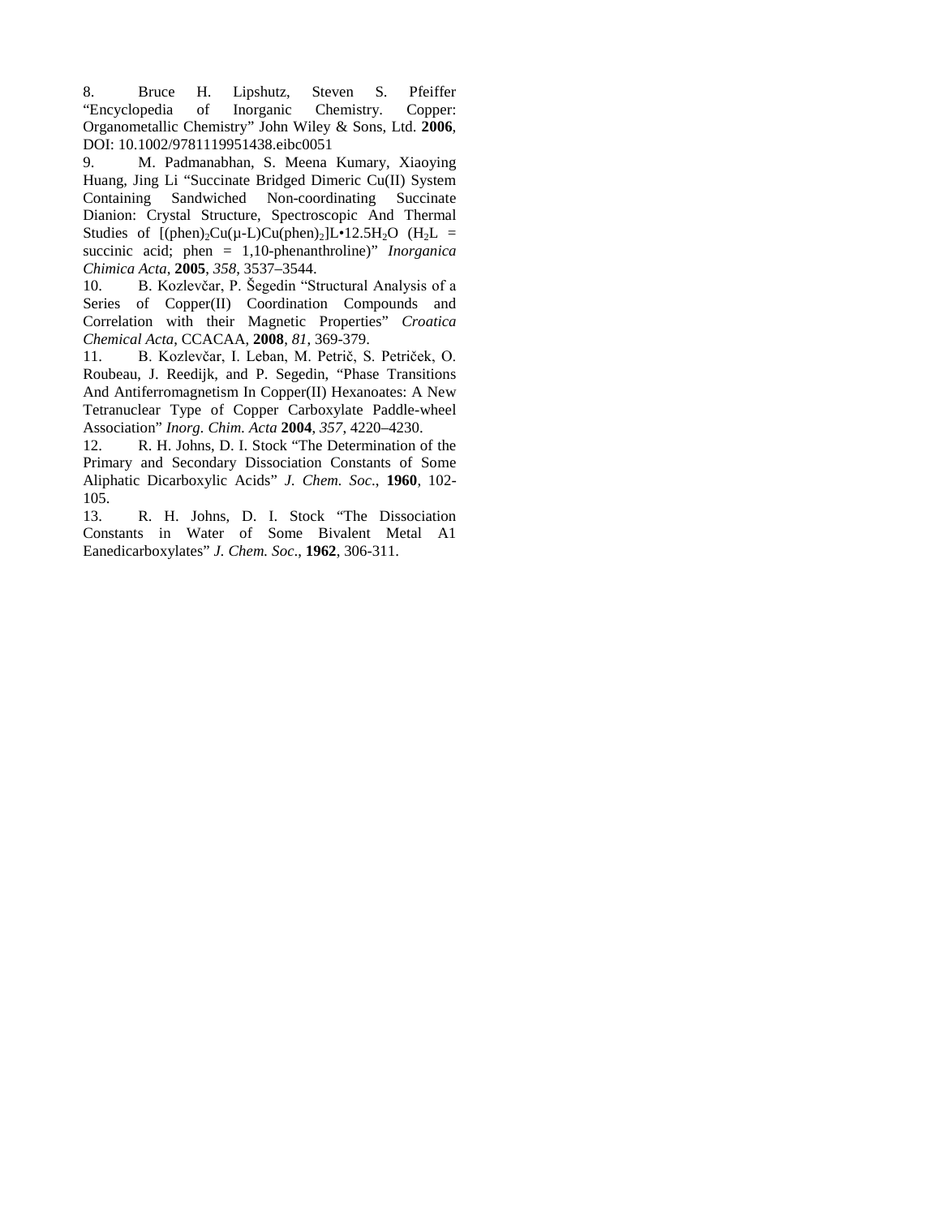8. Bruce H. Lipshutz, Steven S. Pfeiffer "Encyclopedia of Inorganic Chemistry. Copper: Organometallic Chemistry" John Wiley & Sons, Ltd. **2006**, DOI: 10.1002/9781119951438.eibc0051

9. M. Padmanabhan, S. Meena Kumary, Xiaoying Huang, Jing Li "Succinate Bridged Dimeric Cu(II) System Containing Sandwiched Non-coordinating Succinate Dianion: Crystal Structure, Spectroscopic And Thermal Studies of $[(phen)_2Cu(\mu\text{-}L)Cu(phen)_2]L{\bullet}12.5H_2O$ ($H_2L$ = succinic acid; phen = 1,10-phenanthroline)" *Inorganica Chimica Acta*, **2005**, *358*, 3537–3544.

10. B. Kozlevčar, P. Šegedin "Structural Analysis of a Series of Copper(II) Coordination Compounds and Correlation with their Magnetic Properties" *Croatica Chemical Acta*, CCACAA, **2008**, *81*, 369-379.

11. B. Kozlevčar, I. Leban, M. Petrič, S. Petriček, O. Roubeau, J. Reedijk, and P. Segedin, "Phase Transitions And Antiferromagnetism In Copper(II) Hexanoates: A New Tetranuclear Type of Copper Carboxylate Paddle-wheel Association" *Inorg. Chim. Acta* **2004**, *357*, 4220–4230.

12. R. H. Johns, D. I. Stock "The Determination of the Primary and Secondary Dissociation Constants of Some Aliphatic Dicarboxylic Acids" *J. Chem. Soc*., **1960**, 102-105.

13. R. H. Johns, D. I. Stock "The Dissociation Constants in Water of Some Bivalent Metal A1 Eanedicarboxylates" *J. Chem. Soc*., **1962**, 306-311.